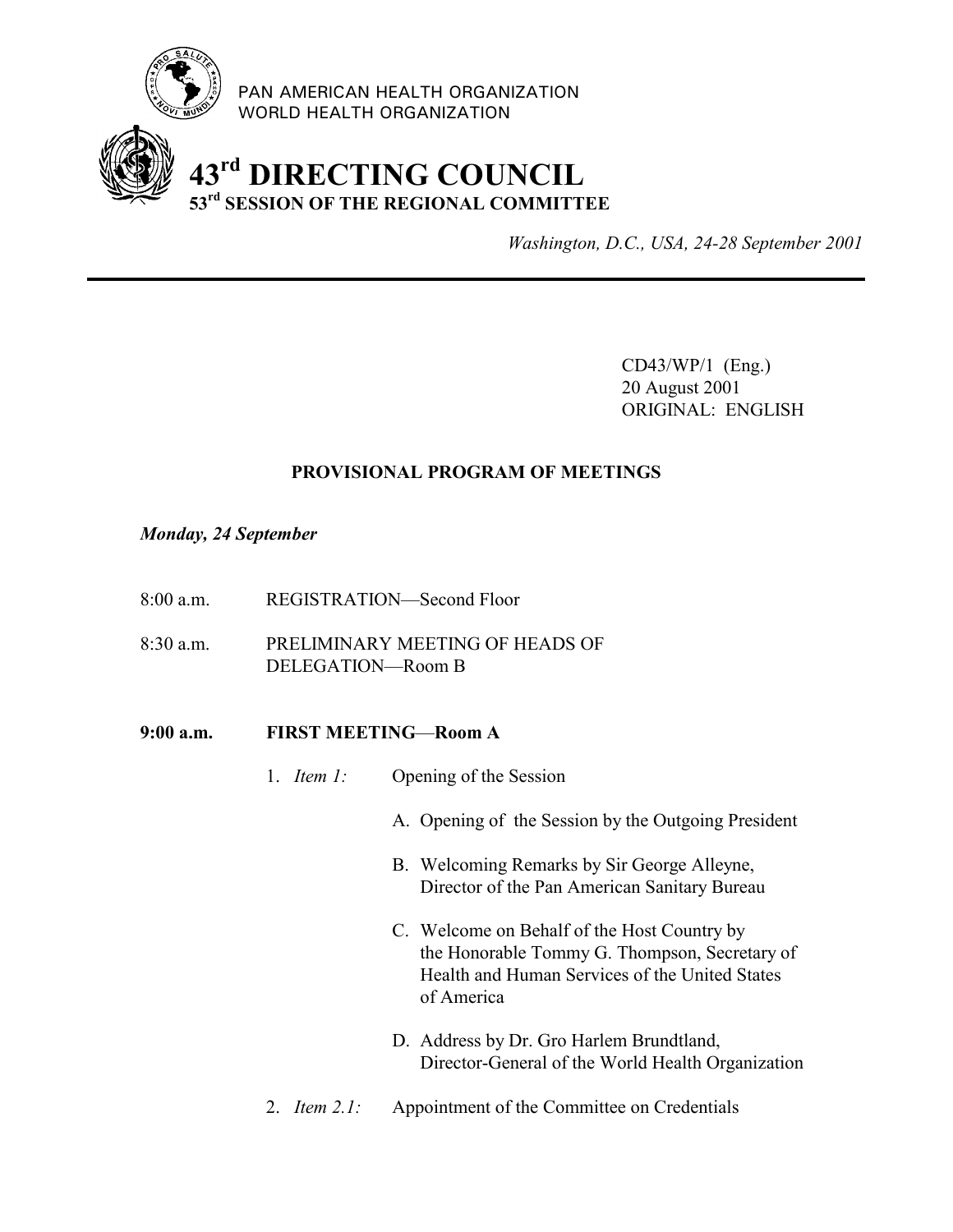PAN AMERICAN HEALTH ORGANIZATION
WORLD HEALTH ORGANIZATION

# 43rd DIRECTING COUNCIL
## 53rd SESSION OF THE REGIONAL COMMITTEE

*Washington, D.C., USA, 24-28 September 2001*

---

CD43/WP/1 (Eng.)
20 August 2001
ORIGINAL: ENGLISH

### PROVISIONAL PROGRAM OF MEETINGS

***Monday, 24 September***

8:00 a.m. REGISTRATION—Second Floor

8:30 a.m. PRELIMINARY MEETING OF HEADS OF DELEGATION—Room B

**9:00 a.m. FIRST MEETING—Room A**

1. *Item 1:* Opening of the Session
   - A. Opening of the Session by the Outgoing President
   - B. Welcoming Remarks by Sir George Alleyne, Director of the Pan American Sanitary Bureau
   - C. Welcome on Behalf of the Host Country by the Honorable Tommy G. Thompson, Secretary of Health and Human Services of the United States of America
   - D. Address by Dr. Gro Harlem Brundtland, Director-General of the World Health Organization
2. *Item 2.1:* Appointment of the Committee on Credentials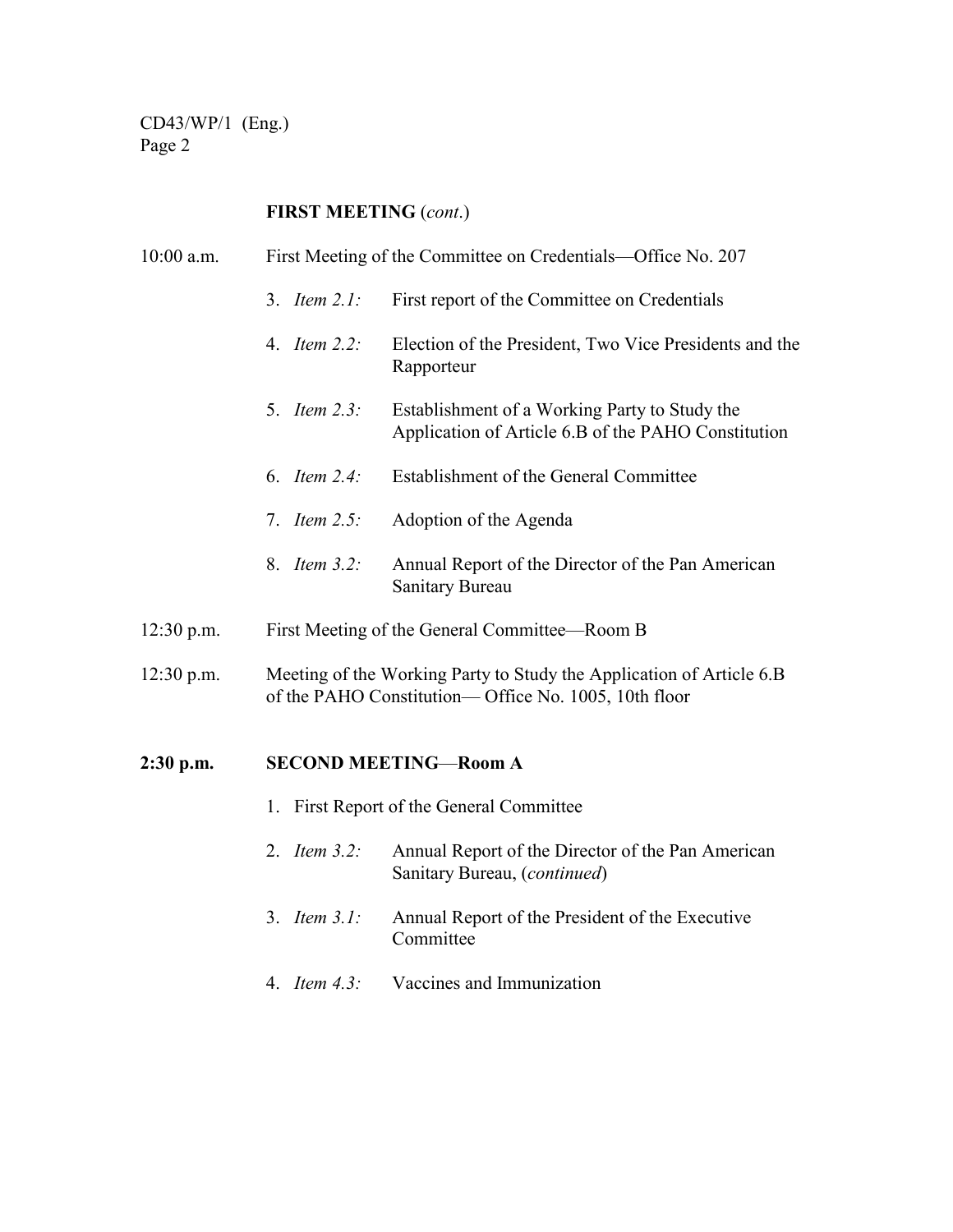**FIRST MEETING** (*cont.*)

10:00 a.m. First Meeting of the Committee on Credentials—Office No. 207

3. *Item 2.1:* First report of the Committee on Credentials
4. *Item 2.2:* Election of the President, Two Vice Presidents and the Rapporteur
5. *Item 2.3:* Establishment of a Working Party to Study the Application of Article 6.B of the PAHO Constitution
6. *Item 2.4:* Establishment of the General Committee
7. *Item 2.5:* Adoption of the Agenda
8. *Item 3.2:* Annual Report of the Director of the Pan American Sanitary Bureau

12:30 p.m. First Meeting of the General Committee—Room B

12:30 p.m. Meeting of the Working Party to Study the Application of Article 6.B of the PAHO Constitution— Office No. 1005, 10th floor

**2:30 p.m. SECOND MEETING—Room A**

1. First Report of the General Committee
2. *Item 3.2:* Annual Report of the Director of the Pan American Sanitary Bureau, (*continued*)
3. *Item 3.1:* Annual Report of the President of the Executive Committee
4. *Item 4.3:* Vaccines and Immunization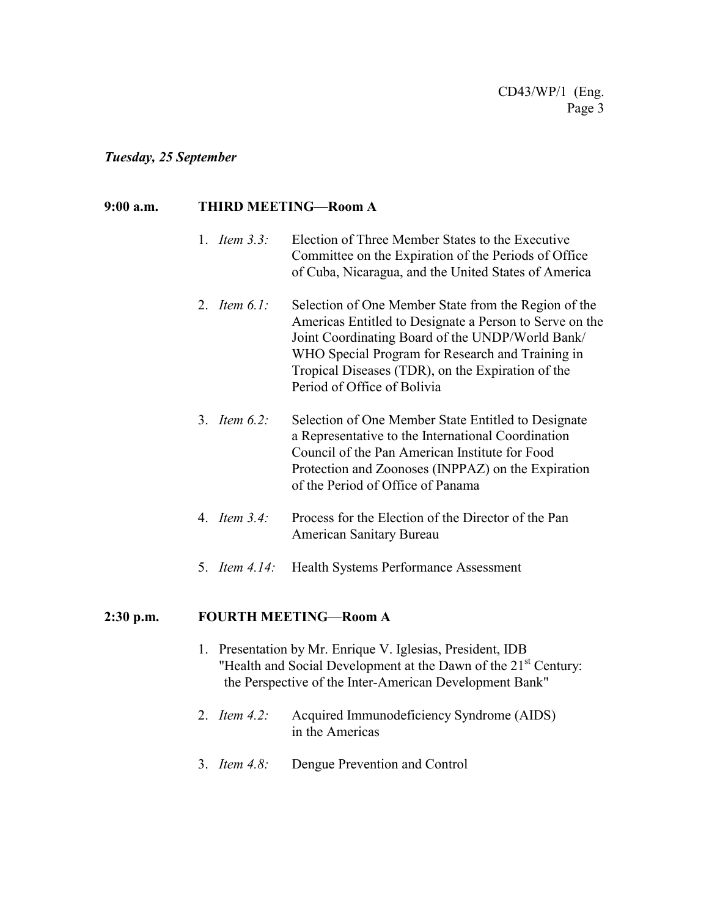*Tuesday, 25 September*

**9:00 a.m.** **THIRD MEETING—Room A**

1. *Item 3.3:* Election of Three Member States to the Executive Committee on the Expiration of the Periods of Office of Cuba, Nicaragua, and the United States of America
2. *Item 6.1:* Selection of One Member State from the Region of the Americas Entitled to Designate a Person to Serve on the Joint Coordinating Board of the UNDP/World Bank/ WHO Special Program for Research and Training in Tropical Diseases (TDR), on the Expiration of the Period of Office of Bolivia
3. *Item 6.2:* Selection of One Member State Entitled to Designate a Representative to the International Coordination Council of the Pan American Institute for Food Protection and Zoonoses (INPPAZ) on the Expiration of the Period of Office of Panama
4. *Item 3.4:* Process for the Election of the Director of the Pan American Sanitary Bureau
5. *Item 4.14:* Health Systems Performance Assessment

**2:30 p.m.** **FOURTH MEETING—Room A**

1. Presentation by Mr. Enrique V. Iglesias, President, IDB "Health and Social Development at the Dawn of the 21st Century: the Perspective of the Inter-American Development Bank"
2. *Item 4.2:* Acquired Immunodeficiency Syndrome (AIDS) in the Americas
3. *Item 4.8:* Dengue Prevention and Control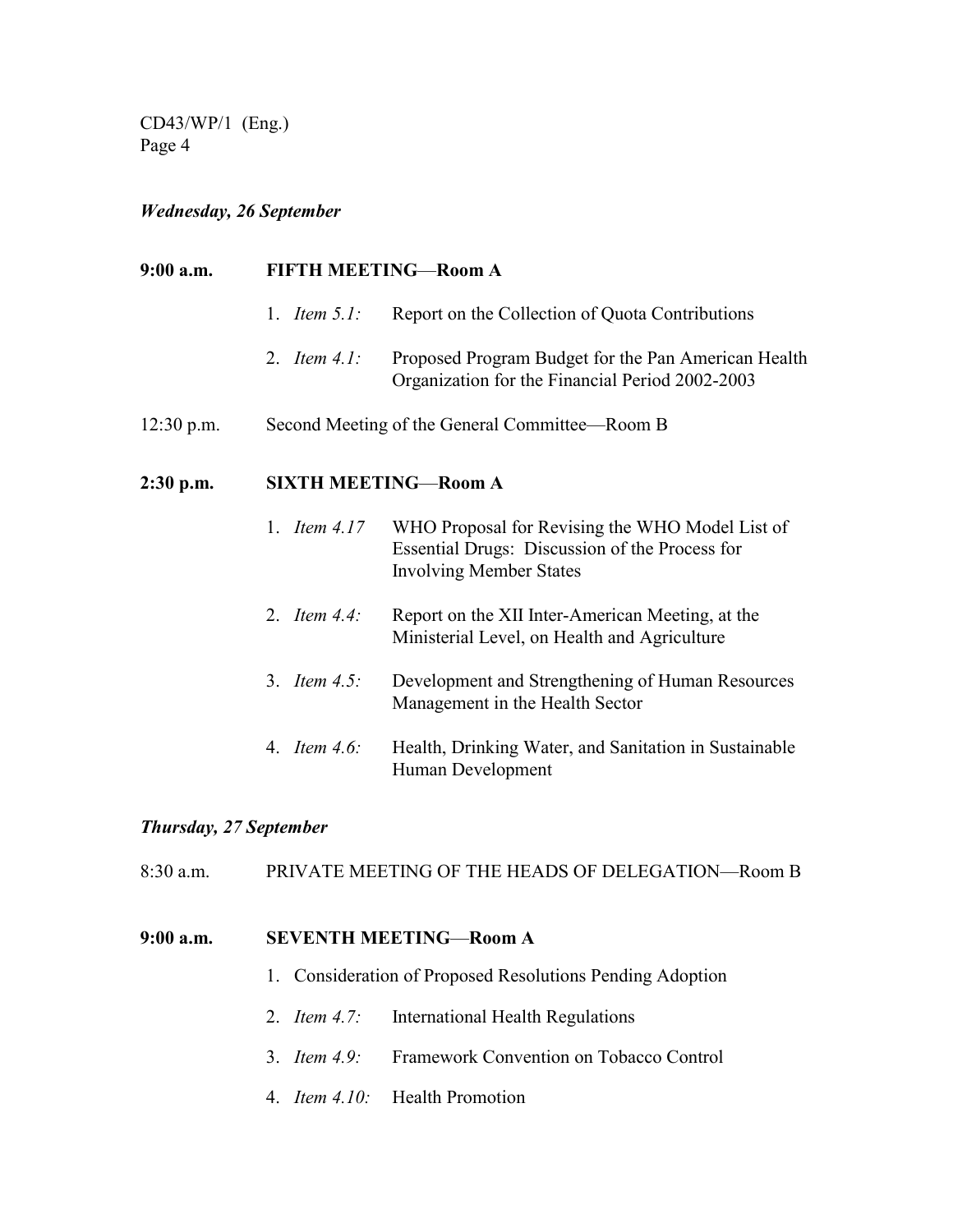### *Wednesday, 26 September*

**9:00 a.m.** **FIFTH MEETING—Room A**

1. *Item 5.1:* Report on the Collection of Quota Contributions
2. *Item 4.1:* Proposed Program Budget for the Pan American Health Organization for the Financial Period 2002-2003

12:30 p.m. Second Meeting of the General Committee—Room B

**2:30 p.m.** **SIXTH MEETING—Room A**

1. *Item 4.17* WHO Proposal for Revising the WHO Model List of Essential Drugs: Discussion of the Process for Involving Member States
2. *Item 4.4:* Report on the XII Inter-American Meeting, at the Ministerial Level, on Health and Agriculture
3. *Item 4.5:* Development and Strengthening of Human Resources Management in the Health Sector
4. *Item 4.6:* Health, Drinking Water, and Sanitation in Sustainable Human Development

### *Thursday, 27 September*

8:30 a.m. PRIVATE MEETING OF THE HEADS OF DELEGATION—Room B

**9:00 a.m.** **SEVENTH MEETING—Room A**

1. Consideration of Proposed Resolutions Pending Adoption
2. *Item 4.7:* International Health Regulations
3. *Item 4.9:* Framework Convention on Tobacco Control
4. *Item 4.10:* Health Promotion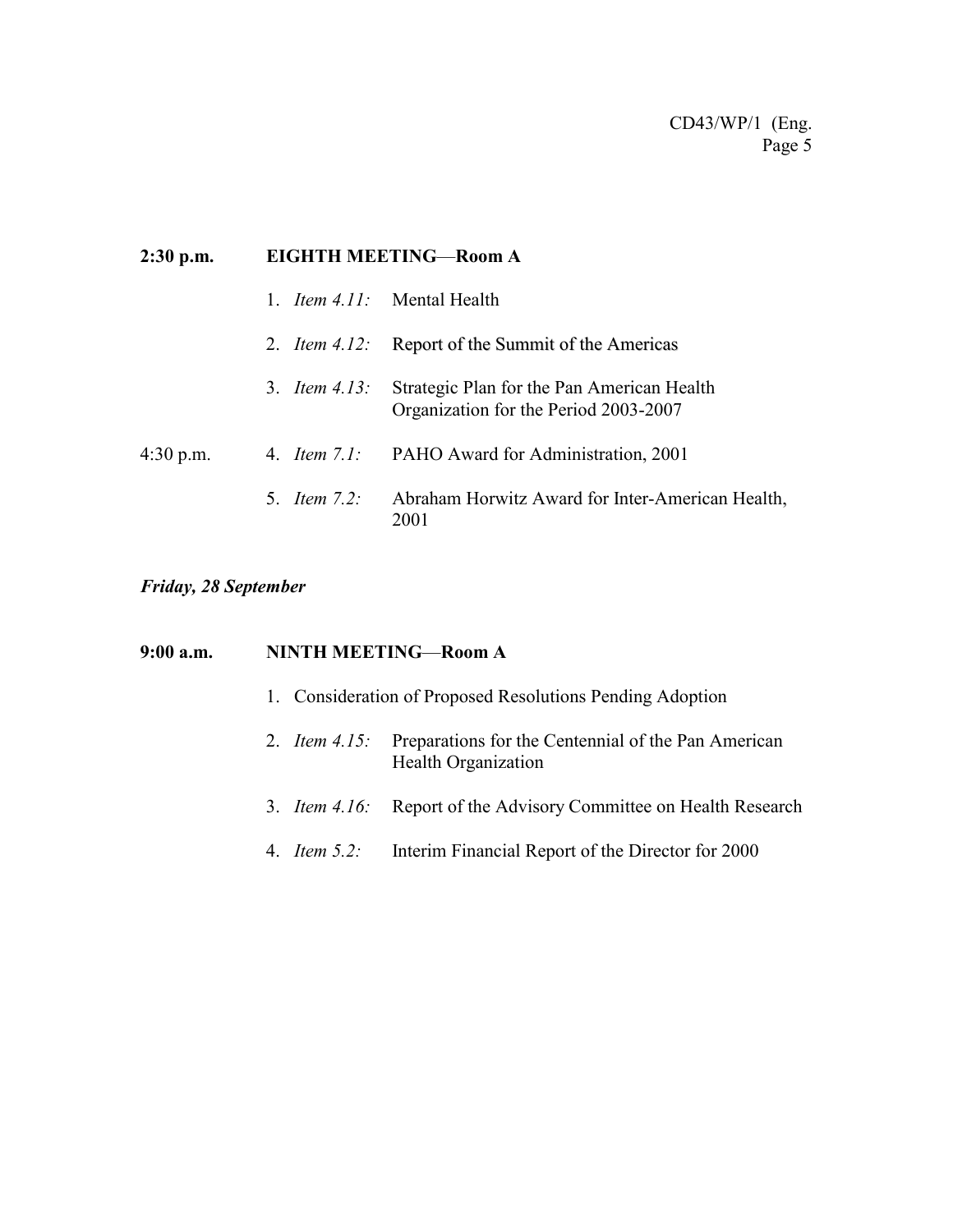**2:30 p.m.** **EIGHTH MEETING—Room A**

1. *Item 4.11:* Mental Health
2. *Item 4.12:* Report of the Summit of the Americas
3. *Item 4.13:* Strategic Plan for the Pan American Health Organization for the Period 2003-2007

4:30 p.m.

4. *Item 7.1:* PAHO Award for Administration, 2001
5. *Item 7.2:* Abraham Horwitz Award for Inter-American Health, 2001

***Friday, 28 September***

**9:00 a.m.** **NINTH MEETING—Room A**

1. Consideration of Proposed Resolutions Pending Adoption
2. *Item 4.15:* Preparations for the Centennial of the Pan American Health Organization
3. *Item 4.16:* Report of the Advisory Committee on Health Research
4. *Item 5.2:* Interim Financial Report of the Director for 2000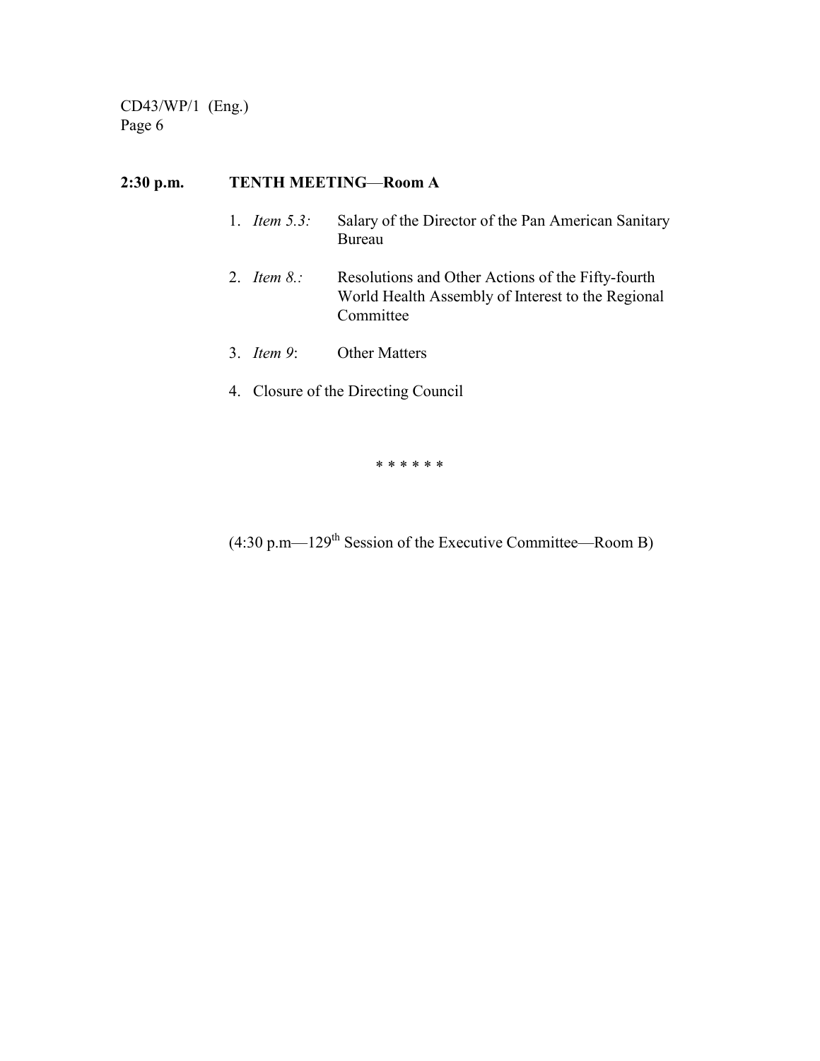**2:30 p.m.** **TENTH MEETING—Room A**

1. *Item 5.3:* Salary of the Director of the Pan American Sanitary Bureau
2. *Item 8.:* Resolutions and Other Actions of the Fifty-fourth World Health Assembly of Interest to the Regional Committee
3. *Item 9*: Other Matters
4. Closure of the Directing Council

\* \* \* \* \* \*

(4:30 p.m—129th Session of the Executive Committee—Room B)